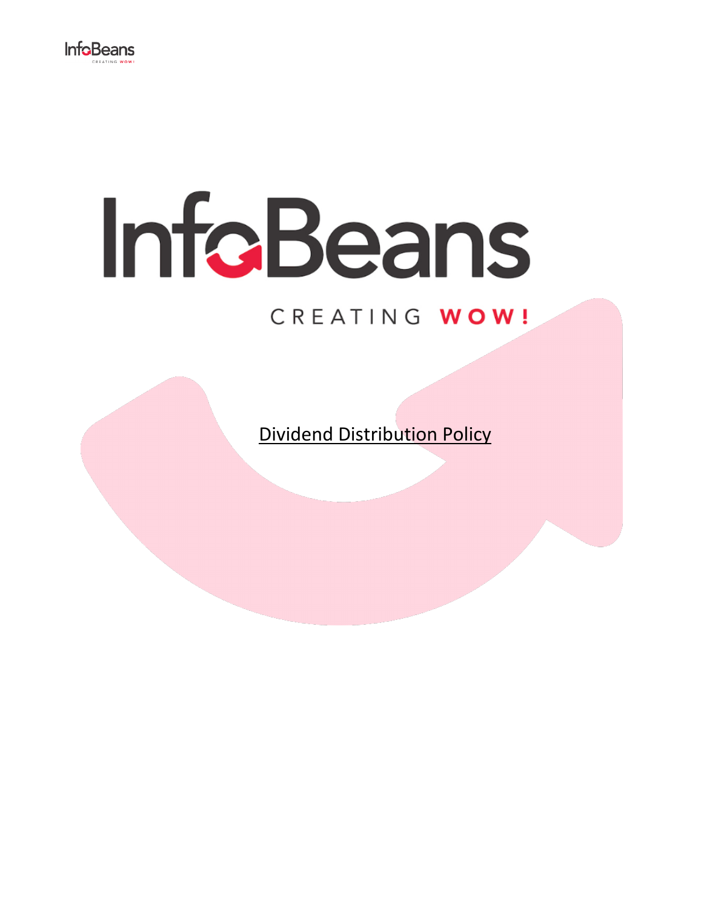# InfoBeans

CREATING WOW!

Dividend Distribution Policy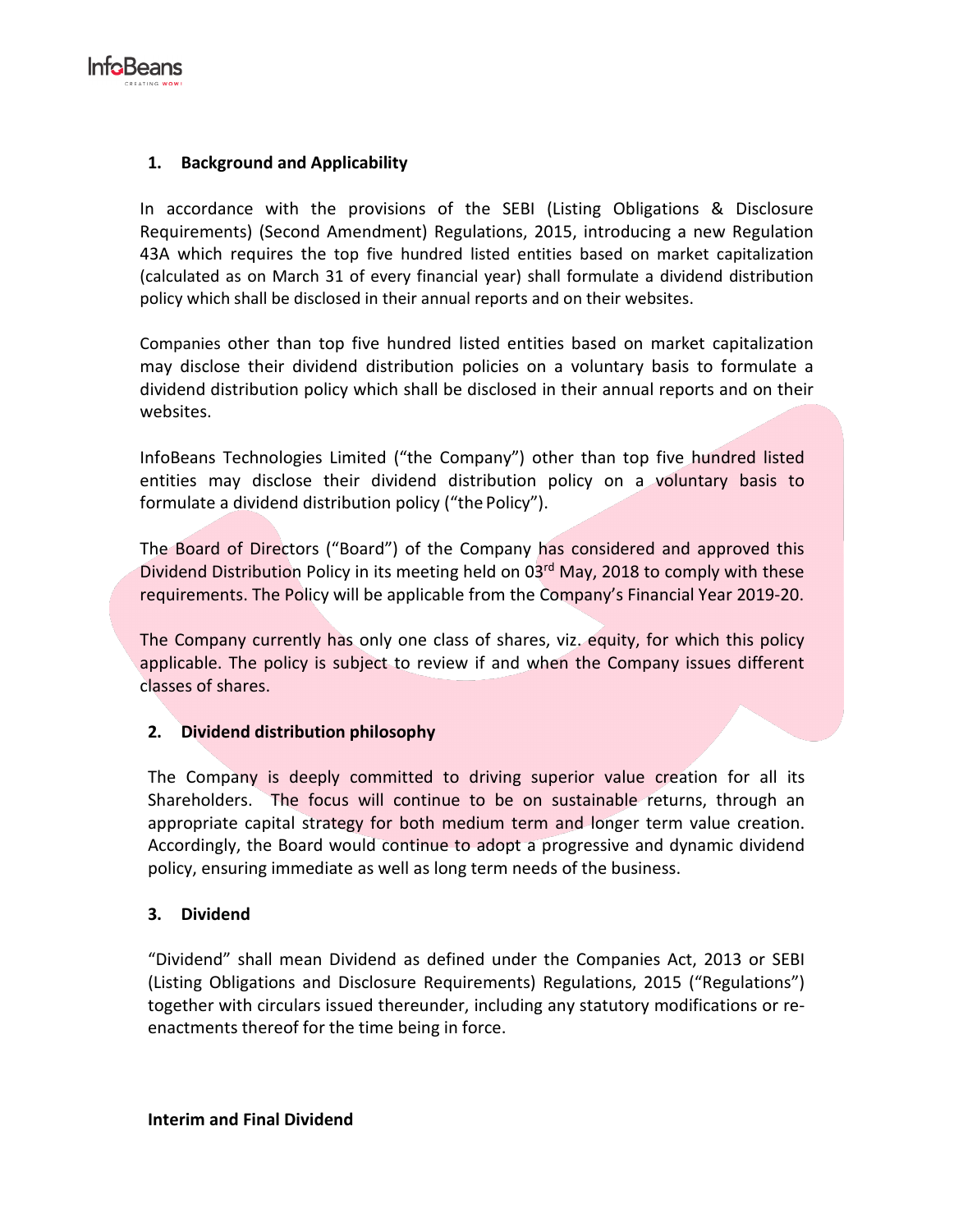## 1. Background and Applicability

In accordance with the provisions of the SEBI (Listing Obligations & Disclosure Requirements) (Second Amendment) Regulations, 2015, introducing a new Regulation 43A which requires the top five hundred listed entities based on market capitalization (calculated as on March 31 of every financial year) shall formulate a dividend distribution policy which shall be disclosed in their annual reports and on their websites.

Companies other than top five hundred listed entities based on market capitalization may disclose their dividend distribution policies on a voluntary basis to formulate a dividend distribution policy which shall be disclosed in their annual reports and on their websites.

InfoBeans Technologies Limited ("the Company") other than top five hundred listed entities may disclose their dividend distribution policy on a voluntary basis to formulate a dividend distribution policy ("the Policy").

The Board of Directors ("Board") of the Company has considered and approved this Dividend Distribution Policy in its meeting held on 03rd May, 2018 to comply with these requirements. The Policy will be applicable from the Company's Financial Year 2019-20.

The Company currently has only one class of shares, viz. equity, for which this policy applicable. The policy is subject to review if and when the Company issues different classes of shares.

## 2. Dividend distribution philosophy

The Company is deeply committed to driving superior value creation for all its Shareholders. The focus will continue to be on sustainable returns, through an appropriate capital strategy for both medium term and longer term value creation. Accordingly, the Board would continue to adopt a progressive and dynamic dividend policy, ensuring immediate as well as long term needs of the business.

## 3. Dividend

"Dividend" shall mean Dividend as defined under the Companies Act, 2013 or SEBI (Listing Obligations and Disclosure Requirements) Regulations, 2015 ("Regulations") together with circulars issued thereunder, including any statutory modifications or re-enactments thereof for the time being in force.

**Interim and Final Dividend**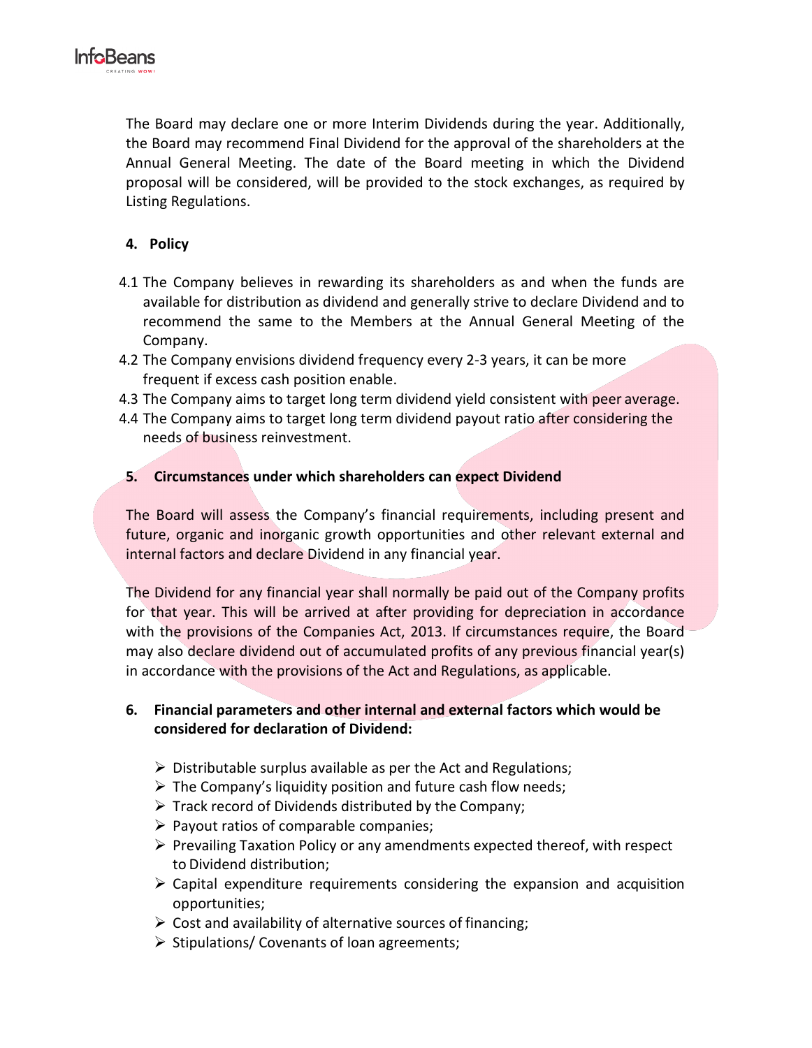The Board may declare one or more Interim Dividends during the year. Additionally, the Board may recommend Final Dividend for the approval of the shareholders at the Annual General Meeting. The date of the Board meeting in which the Dividend proposal will be considered, will be provided to the stock exchanges, as required by Listing Regulations.

## 4. Policy

4.1 The Company believes in rewarding its shareholders as and when the funds are available for distribution as dividend and generally strive to declare Dividend and to recommend the same to the Members at the Annual General Meeting of the Company.

4.2 The Company envisions dividend frequency every 2-3 years, it can be more frequent if excess cash position enable.

4.3 The Company aims to target long term dividend yield consistent with peer average.

4.4 The Company aims to target long term dividend payout ratio after considering the needs of business reinvestment.

## 5. Circumstances under which shareholders can expect Dividend

The Board will assess the Company's financial requirements, including present and future, organic and inorganic growth opportunities and other relevant external and internal factors and declare Dividend in any financial year.

The Dividend for any financial year shall normally be paid out of the Company profits for that year. This will be arrived at after providing for depreciation in accordance with the provisions of the Companies Act, 2013. If circumstances require, the Board may also declare dividend out of accumulated profits of any previous financial year(s) in accordance with the provisions of the Act and Regulations, as applicable.

## 6. Financial parameters and other internal and external factors which would be considered for declaration of Dividend:

- Distributable surplus available as per the Act and Regulations;
- The Company's liquidity position and future cash flow needs;
- Track record of Dividends distributed by the Company;
- Payout ratios of comparable companies;
- Prevailing Taxation Policy or any amendments expected thereof, with respect to Dividend distribution;
- Capital expenditure requirements considering the expansion and acquisition opportunities;
- Cost and availability of alternative sources of financing;
- Stipulations/ Covenants of loan agreements;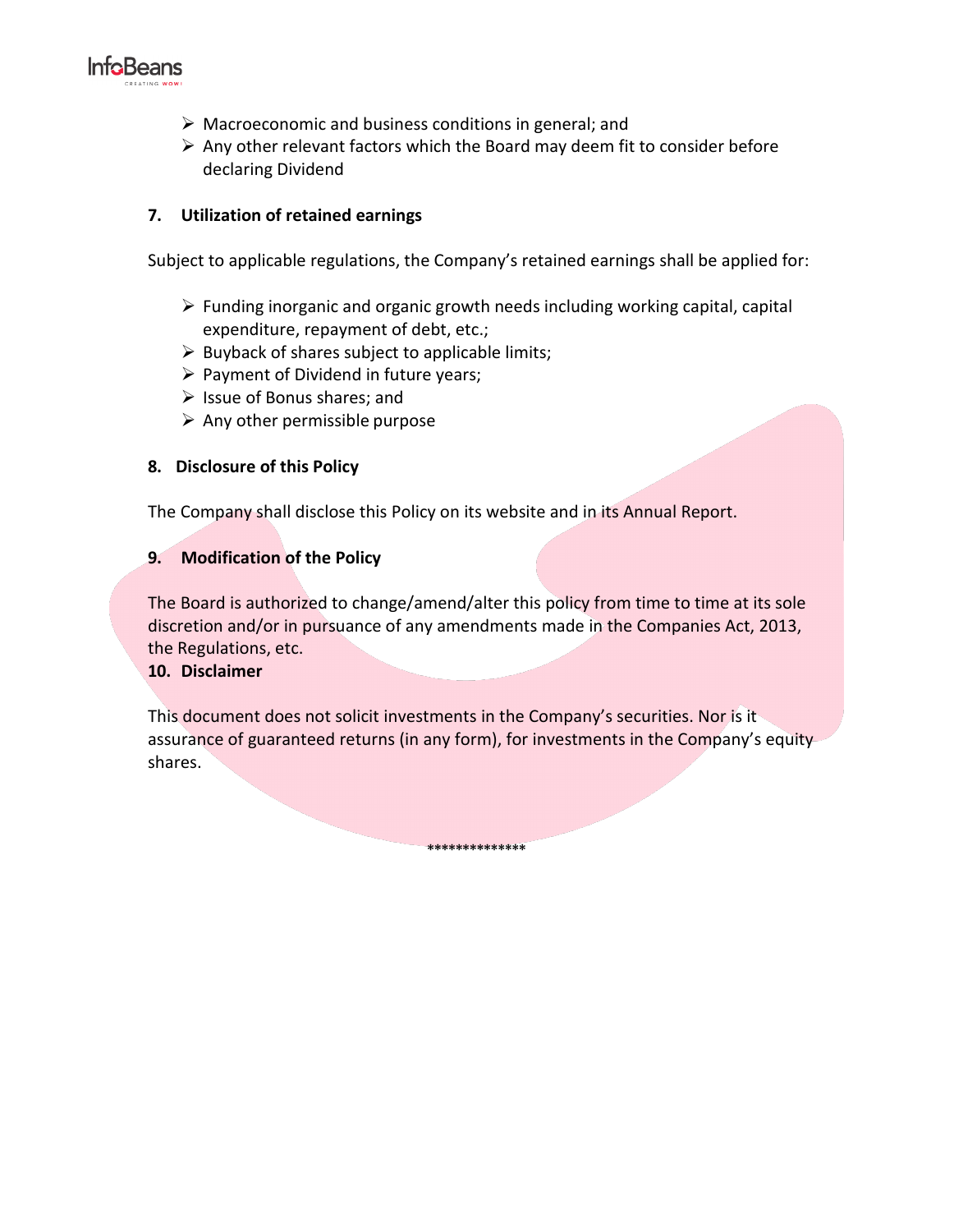- Macroeconomic and business conditions in general; and
- Any other relevant factors which the Board may deem fit to consider before declaring Dividend

## 7. Utilization of retained earnings

Subject to applicable regulations, the Company's retained earnings shall be applied for:

- Funding inorganic and organic growth needs including working capital, capital expenditure, repayment of debt, etc.;
- Buyback of shares subject to applicable limits;
- Payment of Dividend in future years;
- Issue of Bonus shares; and
- Any other permissible purpose

## 8. Disclosure of this Policy

The Company shall disclose this Policy on its website and in its Annual Report.

## 9. Modification of the Policy

The Board is authorized to change/amend/alter this policy from time to time at its sole discretion and/or in pursuance of any amendments made in the Companies Act, 2013, the Regulations, etc.

## 10. Disclaimer

This document does not solicit investments in the Company's securities. Nor is it assurance of guaranteed returns (in any form), for investments in the Company's equity shares.

**************